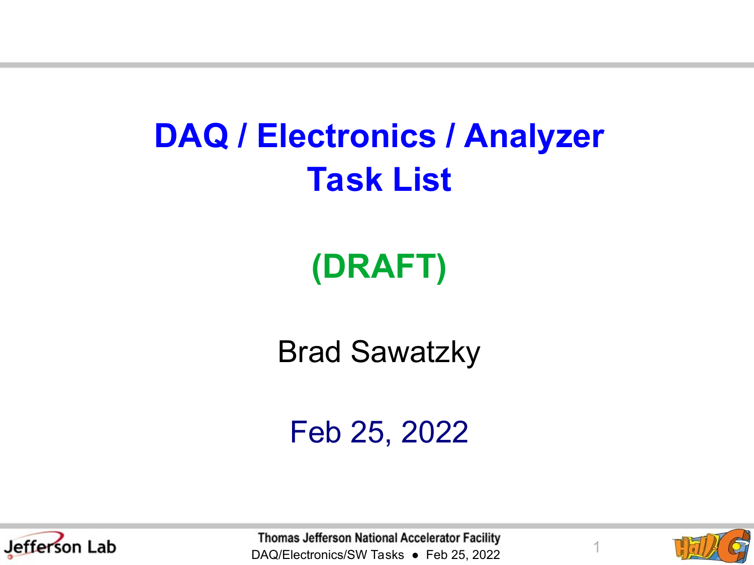# DAQ / Electronics / Analyzer Task List

## (DRAFT)

Brad Sawatzky

Feb 25, 2022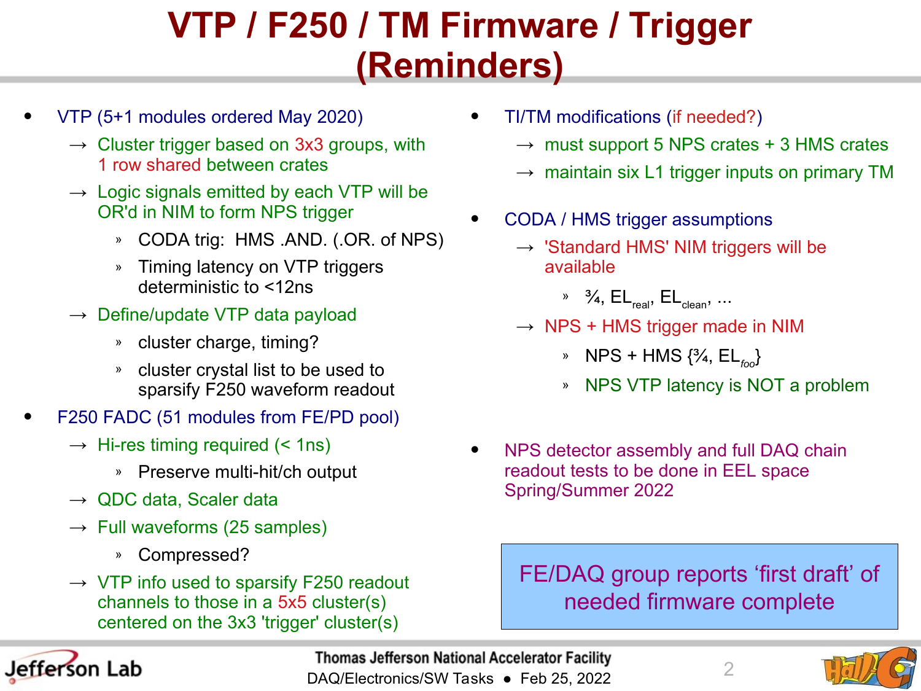# VTP / F250 / TM Firmware / Trigger (Reminders)

- VTP (5+1 modules ordered May 2020)
  - → Cluster trigger based on 3x3 groups, with 1 row shared between crates
  - → Logic signals emitted by each VTP will be OR'd in NIM to form NPS trigger
    - » CODA trig: HMS .AND. (.OR. of NPS)
    - » Timing latency on VTP triggers deterministic to <12ns
  - → Define/update VTP data payload
    - » cluster charge, timing?
    - » cluster crystal list to be used to sparsify F250 waveform readout
- F250 FADC (51 modules from FE/PD pool)
  - → Hi-res timing required (< 1ns)
    - » Preserve multi-hit/ch output
  - → QDC data, Scaler data
  - → Full waveforms (25 samples)
    - » Compressed?
  - → VTP info used to sparsify F250 readout channels to those in a 5x5 cluster(s) centered on the 3x3 'trigger' cluster(s)

- TI/TM modifications (if needed?)
  - → must support 5 NPS crates + 3 HMS crates
  - → maintain six L1 trigger inputs on primary TM
- CODA / HMS trigger assumptions
  - → 'Standard HMS' NIM triggers will be available
    - » ¾, $EL_{real}$, $EL_{clean}$, ...
  - → NPS + HMS trigger made in NIM
    - » NPS + HMS {¾, $EL_{foo}$}
    - » NPS VTP latency is NOT a problem
- NPS detector assembly and full DAQ chain readout tests to be done in EEL space Spring/Summer 2022

FE/DAQ group reports 'first draft' of needed firmware complete

DAQ/Electronics/SW Tasks • Feb 25, 2022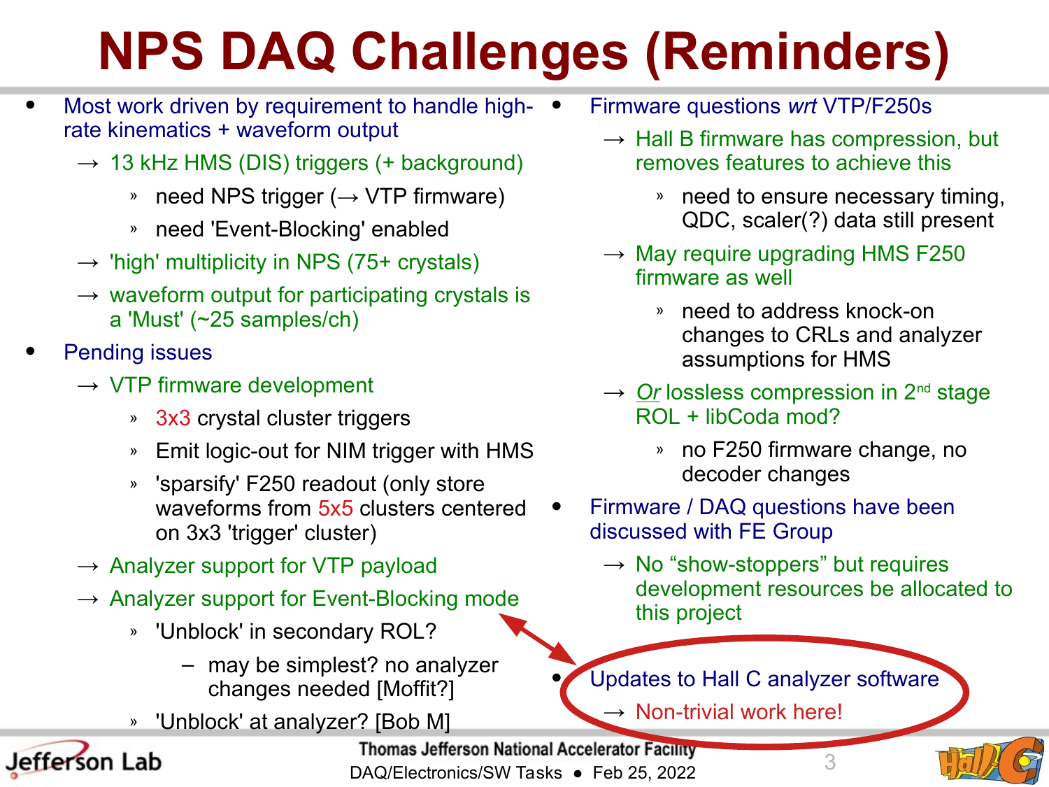# NPS DAQ Challenges (Reminders)

- Most work driven by requirement to handle high-rate kinematics + waveform output
  - → 13 kHz HMS (DIS) triggers (+ background)
    - » need NPS trigger (→ VTP firmware)
    - » need 'Event-Blocking' enabled
  - → 'high' multiplicity in NPS (75+ crystals)
  - → waveform output for participating crystals is a 'Must' (~25 samples/ch)
- Pending issues
  - → VTP firmware development
    - » 3x3 crystal cluster triggers
    - » Emit logic-out for NIM trigger with HMS
    - » 'sparsify' F250 readout (only store waveforms from 5x5 clusters centered on 3x3 'trigger' cluster)
  - → Analyzer support for VTP payload
  - → Analyzer support for Event-Blocking mode
    - » 'Unblock' in secondary ROL?
      - – may be simplest? no analyzer changes needed [Moffit?]
    - » 'Unblock' at analyzer? [Bob M]
- Firmware questions *wrt* VTP/F250s
  - → Hall B firmware has compression, but removes features to achieve this
    - » need to ensure necessary timing, QDC, scaler(?) data still present
  - → May require upgrading HMS F250 firmware as well
    - » need to address knock-on changes to CRLs and analyzer assumptions for HMS
  - → *Or* lossless compression in 2nd stage ROL + libCoda mod?
    - » no F250 firmware change, no decoder changes
- Firmware / DAQ questions have been discussed with FE Group
  - → No "show-stoppers" but requires development resources be allocated to this project
- Updates to Hall C analyzer software
  - → Non-trivial work here!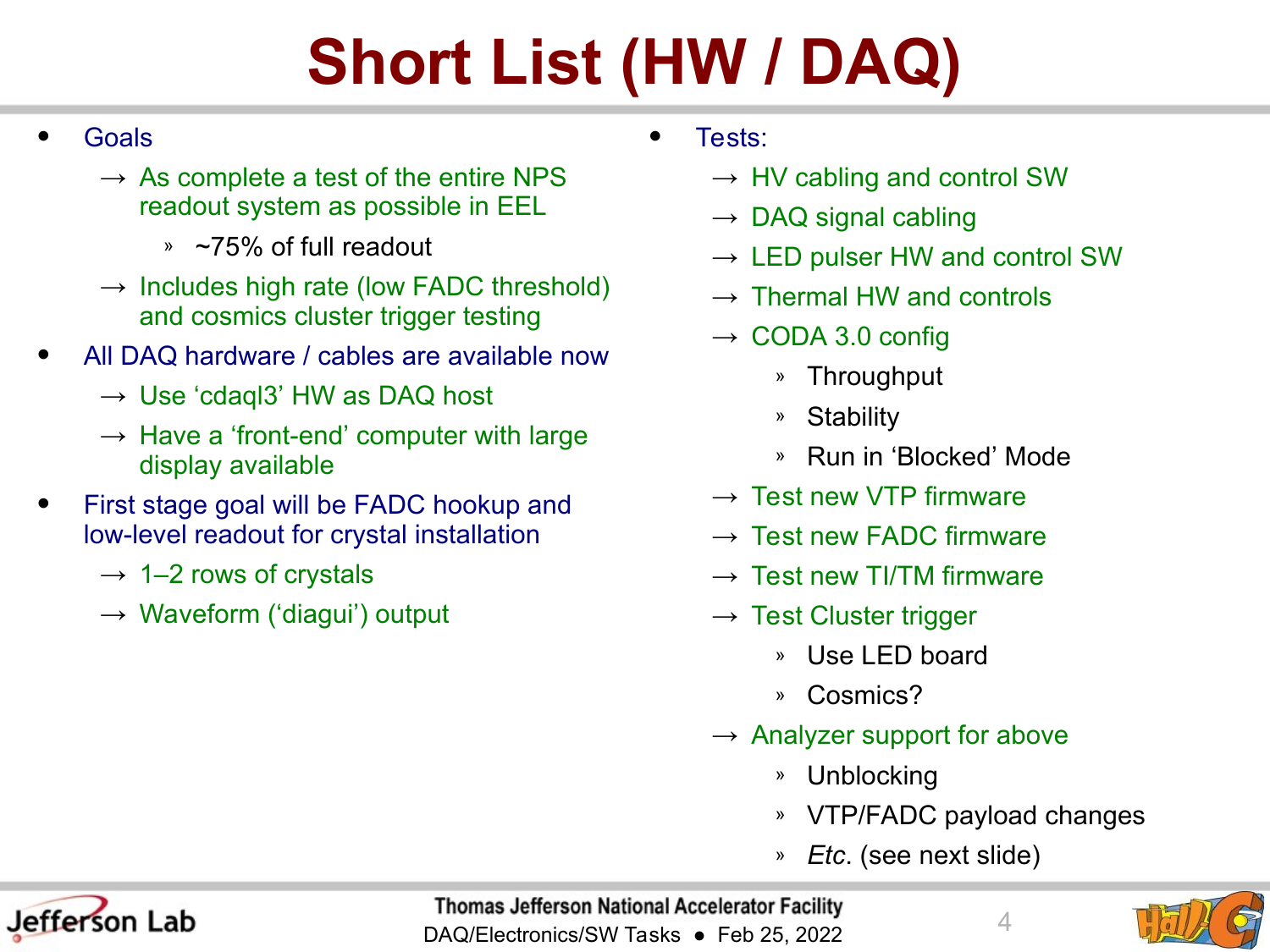# Short List (HW / DAQ)

- Goals
  - → As complete a test of the entire NPS readout system as possible in EEL
    - » ~75% of full readout
  - → Includes high rate (low FADC threshold) and cosmics cluster trigger testing
- All DAQ hardware / cables are available now
  - → Use 'cdaql3' HW as DAQ host
  - → Have a 'front-end' computer with large display available
- First stage goal will be FADC hookup and low-level readout for crystal installation
  - → 1–2 rows of crystals
  - → Waveform ('diagui') output
- Tests:
  - → HV cabling and control SW
  - → DAQ signal cabling
  - → LED pulser HW and control SW
  - → Thermal HW and controls
  - → CODA 3.0 config
    - » Throughput
    - » Stability
    - » Run in 'Blocked' Mode
  - → Test new VTP firmware
  - → Test new FADC firmware
  - → Test new TI/TM firmware
  - → Test Cluster trigger
    - » Use LED board
    - » Cosmics?
  - → Analyzer support for above
    - » Unblocking
    - » VTP/FADC payload changes
    - » *Etc*. (see next slide)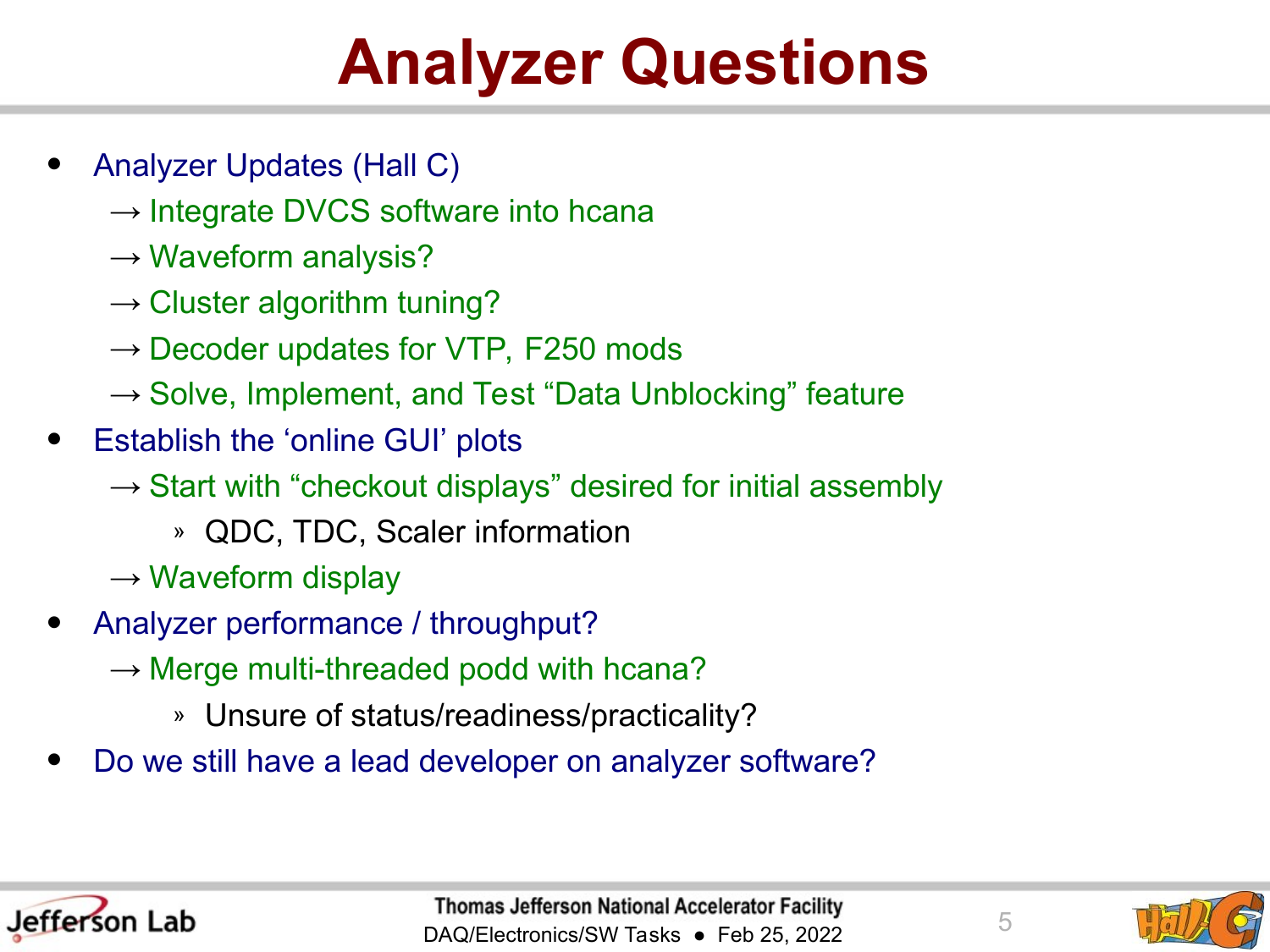# Analyzer Questions

- Analyzer Updates (Hall C)
  - → Integrate DVCS software into hcana
  - → Waveform analysis?
  - → Cluster algorithm tuning?
  - → Decoder updates for VTP, F250 mods
  - → Solve, Implement, and Test "Data Unblocking" feature
- Establish the 'online GUI' plots
  - → Start with "checkout displays" desired for initial assembly
    - » QDC, TDC, Scaler information
  - → Waveform display
- Analyzer performance / throughput?
  - → Merge multi-threaded podd with hcana?
    - » Unsure of status/readiness/practicality?
- Do we still have a lead developer on analyzer software?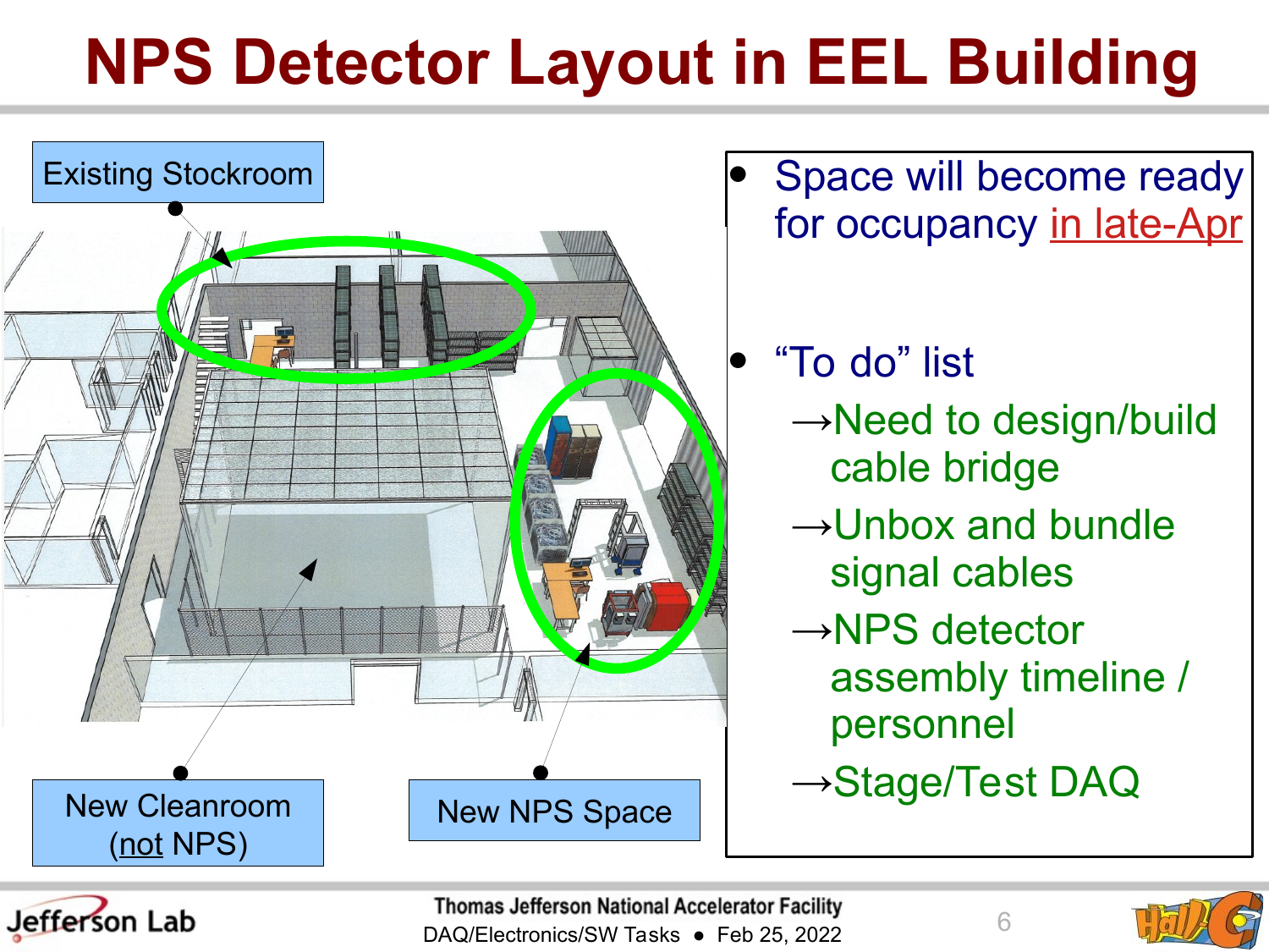# NPS Detector Layout in EEL Building

Existing Stockroom

New Cleanroom (not NPS)

New NPS Space

- Space will become ready for occupancy in late-Apr
- "To do" list
  - →Need to design/build cable bridge
  - →Unbox and bundle signal cables
  - →NPS detector assembly timeline / personnel
  - →Stage/Test DAQ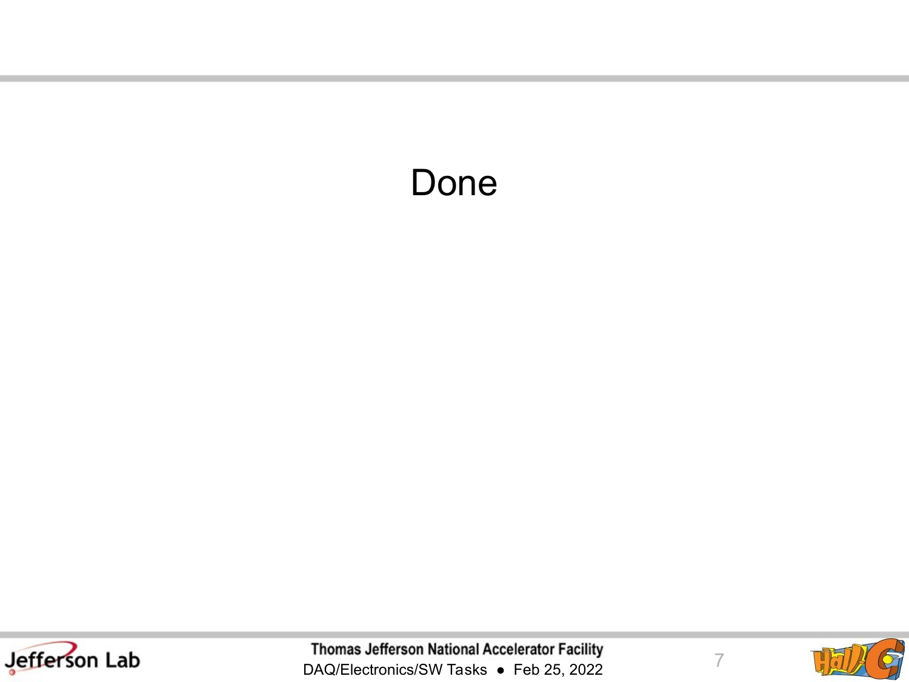# Done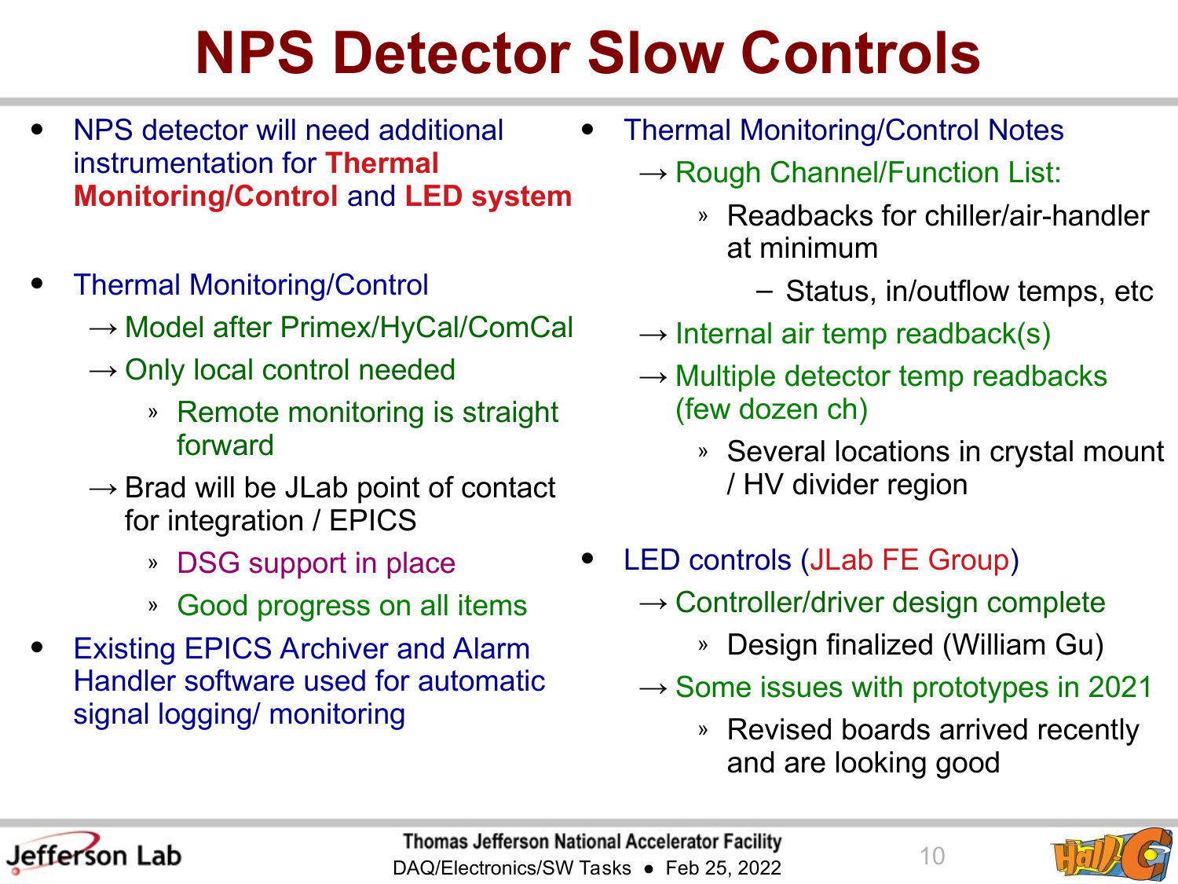# NPS Detector Slow Controls

- NPS detector will need additional instrumentation for **Thermal Monitoring/Control** and **LED system**
- Thermal Monitoring/Control
  - → Model after Primex/HyCal/ComCal
  - → Only local control needed
    - » Remote monitoring is straight forward
  - → Brad will be JLab point of contact for integration / EPICS
    - » DSG support in place
    - » Good progress on all items
- Existing EPICS Archiver and Alarm Handler software used for automatic signal logging/ monitoring
- Thermal Monitoring/Control Notes
  - → Rough Channel/Function List:
    - » Readbacks for chiller/air-handler at minimum
      - – Status, in/outflow temps, etc
  - → Internal air temp readback(s)
  - → Multiple detector temp readbacks (few dozen ch)
    - » Several locations in crystal mount / HV divider region
- LED controls (JLab FE Group)
  - → Controller/driver design complete
    - » Design finalized (William Gu)
  - → Some issues with prototypes in 2021
    - » Revised boards arrived recently and are looking good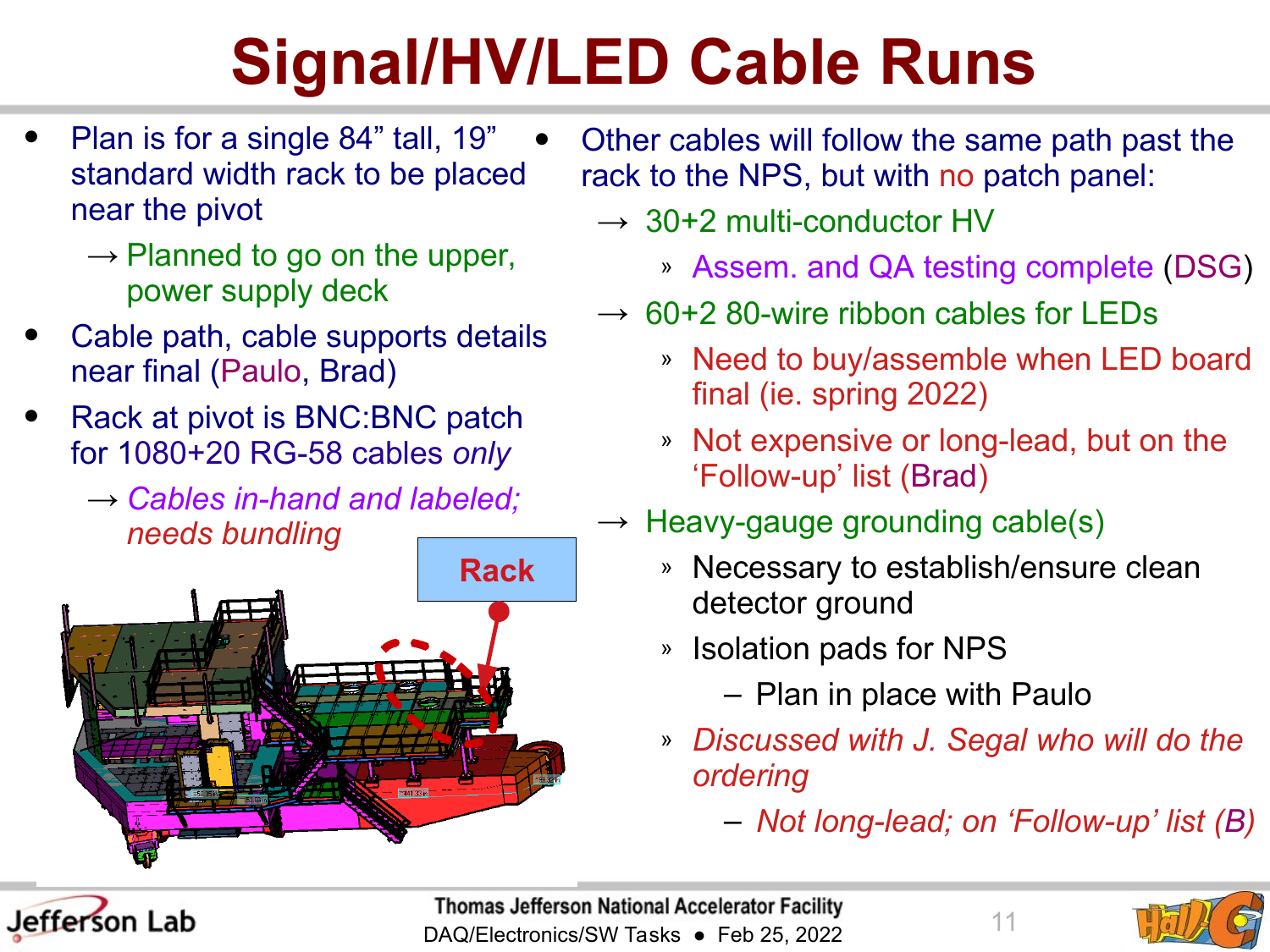# Signal/HV/LED Cable Runs

- Plan is for a single 84” tall, 19” standard width rack to be placed near the pivot
  - → Planned to go on the upper, power supply deck
- Cable path, cable supports details near final (Paulo, Brad)
- Rack at pivot is BNC:BNC patch for 1080+20 RG-58 cables *only*
  - → *Cables in-hand and labeled; needs bundling*

Rack

- Other cables will follow the same path past the rack to the NPS, but with no patch panel:
  - → 30+2 multi-conductor HV
    - » Assem. and QA testing complete (DSG)
  - → 60+2 80-wire ribbon cables for LEDs
    - » Need to buy/assemble when LED board final (ie. spring 2022)
    - » Not expensive or long-lead, but on the ‘Follow-up’ list (Brad)
  - → Heavy-gauge grounding cable(s)
    - » Necessary to establish/ensure clean detector ground
    - » Isolation pads for NPS
      - – Plan in place with Paulo
    - » *Discussed with J. Segal who will do the ordering*
      - – *Not long-lead; on ‘Follow-up’ list (B)*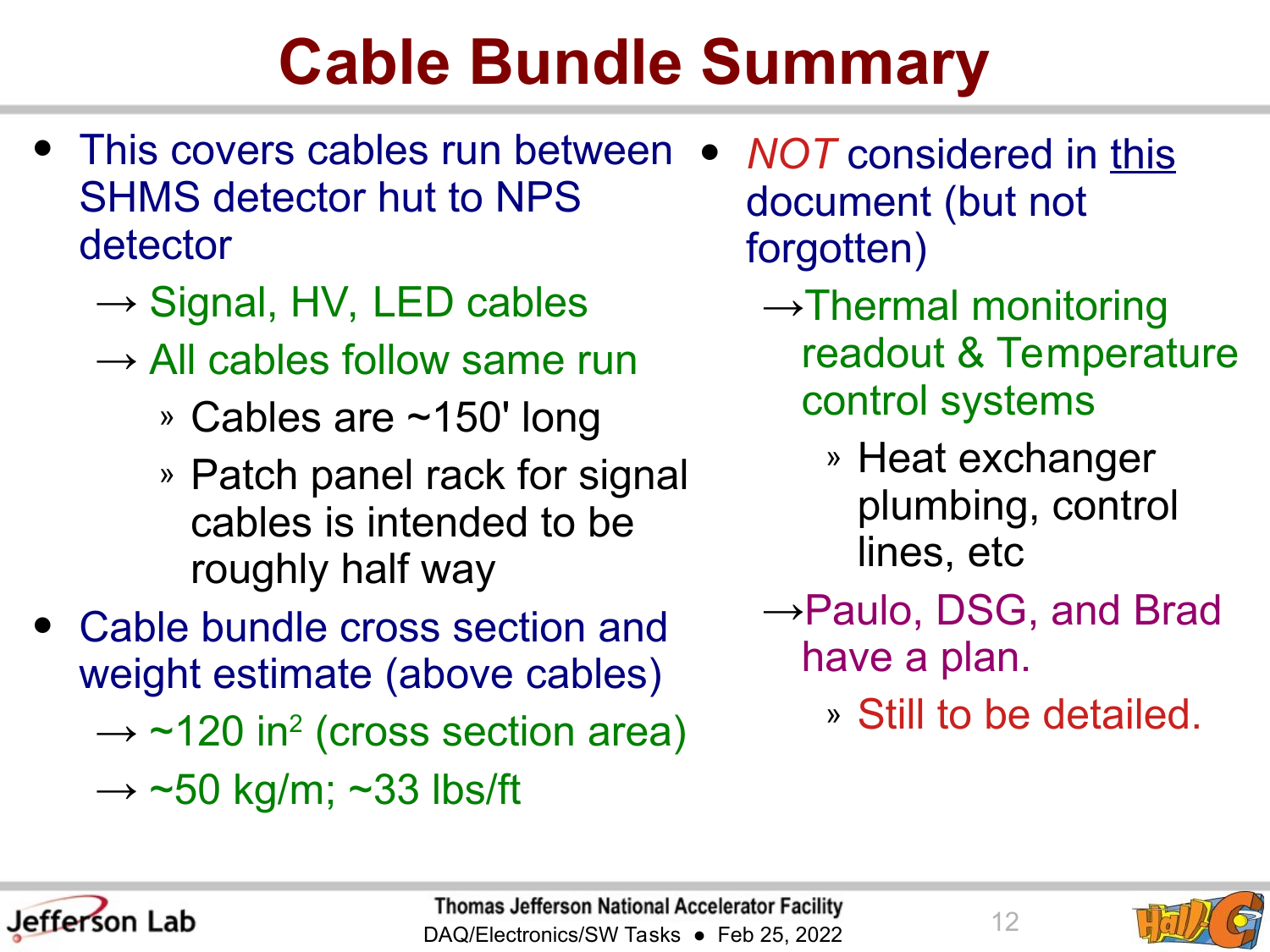# Cable Bundle Summary

- This covers cables run between SHMS detector hut to NPS detector
  - → Signal, HV, LED cables
  - → All cables follow same run
    - » Cables are ~150' long
    - » Patch panel rack for signal cables is intended to be roughly half way
- Cable bundle cross section and weight estimate (above cables)
  - → ~120 $in^2$ (cross section area)
  - → ~50 kg/m; ~33 lbs/ft

- *NOT* considered in this document (but not forgotten)
  - → Thermal monitoring readout & Temperature control systems
    - » Heat exchanger plumbing, control lines, etc
  - → Paulo, DSG, and Brad have a plan.
    - » Still to be detailed.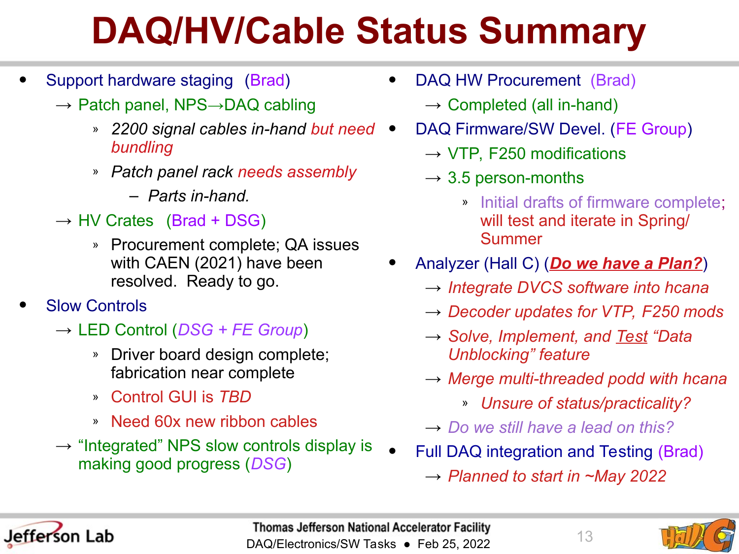# DAQ/HV/Cable Status Summary

- Support hardware staging (Brad)
  - → Patch panel, NPS→DAQ cabling
    - » *2200 signal cables in-hand but need bundling*
    - » *Patch panel rack needs assembly*
      - – *Parts in-hand.*
  - → HV Crates (Brad + DSG)
    - » Procurement complete; QA issues with CAEN (2021) have been resolved. Ready to go.
- Slow Controls
  - → LED Control (*DSG + FE Group*)
    - » Driver board design complete; fabrication near complete
    - » Control GUI is *TBD*
    - » Need 60x new ribbon cables
  - → "Integrated" NPS slow controls display is making good progress (*DSG*)
- DAQ HW Procurement (Brad)
  - → Completed (all in-hand)
- DAQ Firmware/SW Devel. (FE Group)
  - → VTP, F250 modifications
  - → 3.5 person-months
    - » Initial drafts of firmware complete; will test and iterate in Spring/ Summer
- Analyzer (Hall C) (***Do we have a Plan?***)
  - → *Integrate DVCS software into hcana*
  - → *Decoder updates for VTP, F250 mods*
  - → *Solve, Implement, and Test "Data Unblocking" feature*
  - → *Merge multi-threaded podd with hcana*
    - » *Unsure of status/practicality?*
  - → *Do we still have a lead on this?*
- Full DAQ integration and Testing (Brad)
  - → *Planned to start in ~May 2022*